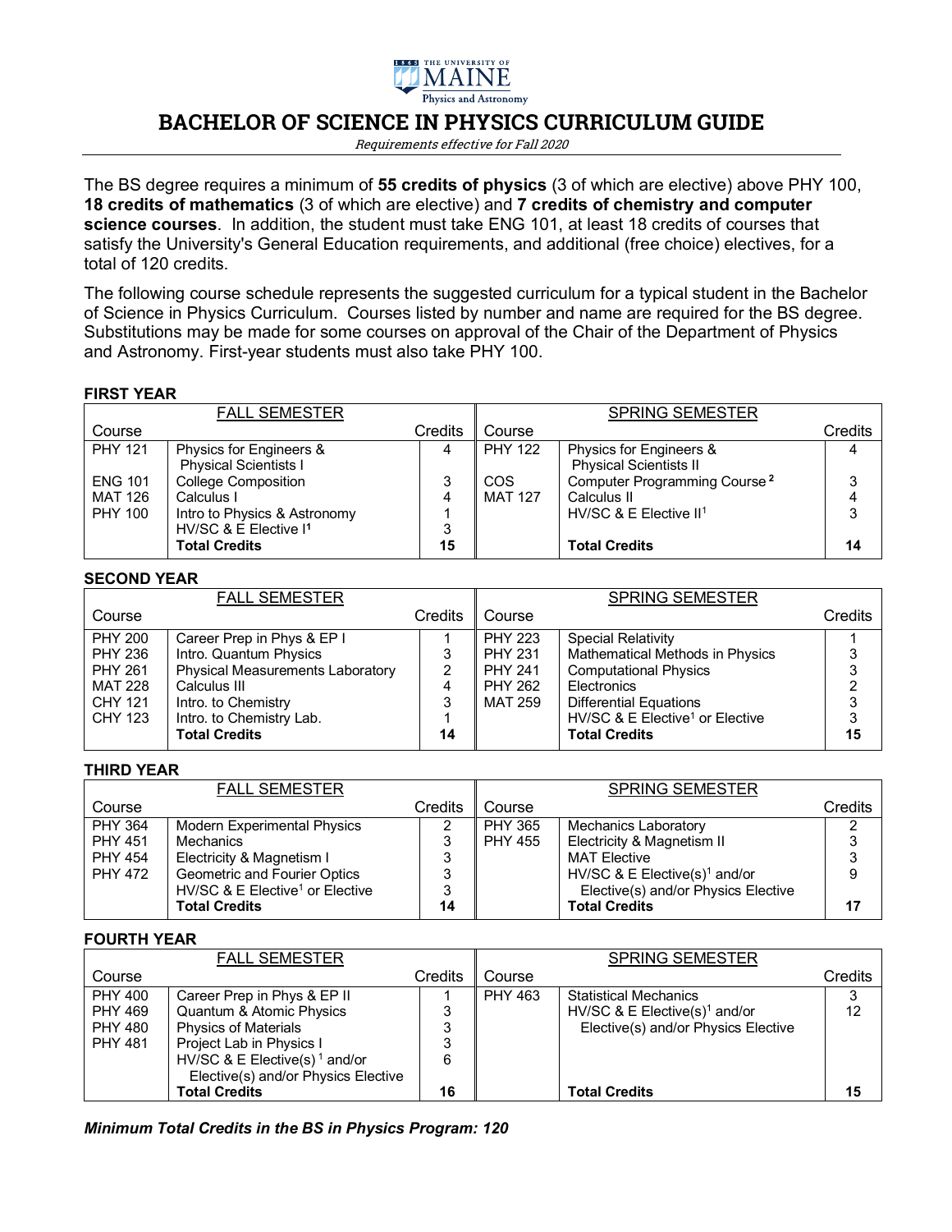THE UNIVERSITY OF MAINE
Physics and Astronomy

# BACHELOR OF SCIENCE IN PHYSICS CURRICULUM GUIDE

*Requirements effective for Fall 2020*

The BS degree requires a minimum of **55 credits of physics** (3 of which are elective) above PHY 100, **18 credits of mathematics** (3 of which are elective) and **7 credits of chemistry and computer science courses**. In addition, the student must take ENG 101, at least 18 credits of courses that satisfy the University's General Education requirements, and additional (free choice) electives, for a total of 120 credits.

The following course schedule represents the suggested curriculum for a typical student in the Bachelor of Science in Physics Curriculum. Courses listed by number and name are required for the BS degree. Substitutions may be made for some courses on approval of the Chair of the Department of Physics and Astronomy. First-year students must also take PHY 100.

### FIRST YEAR

| FALL SEMESTER | | | SPRING SEMESTER | | |
|---|---|---|---|---|---|
| Course | | Credits | Course | | Credits |
| PHY 121 | Physics for Engineers & Physical Scientists I | 4 | PHY 122 | Physics for Engineers & Physical Scientists II | 4 |
| ENG 101 | College Composition | 3 | COS | Computer Programming Course [2] | 3 |
| MAT 126 | Calculus I | 4 | MAT 127 | Calculus II | 4 |
| PHY 100 | Intro to Physics & Astronomy | 1 | | HV/SC & E Elective II[1] | 3 |
| | HV/SC & E Elective I[1] | 3 | | | |
| | **Total Credits** | **15** | | **Total Credits** | **14** |

### SECOND YEAR

| FALL SEMESTER | | | SPRING SEMESTER | | |
|---|---|---|---|---|---|
| Course | | Credits | Course | | Credits |
| PHY 200 | Career Prep in Phys & EP I | 1 | PHY 223 | Special Relativity | 1 |
| PHY 236 | Intro. Quantum Physics | 3 | PHY 231 | Mathematical Methods in Physics | 3 |
| PHY 261 | Physical Measurements Laboratory | 2 | PHY 241 | Computational Physics | 3 |
| MAT 228 | Calculus III | 4 | PHY 262 | Electronics | 2 |
| CHY 121 | Intro. to Chemistry | 3 | MAT 259 | Differential Equations | 3 |
| CHY 123 | Intro. to Chemistry Lab. | 1 | | HV/SC & E Elective[1] or Elective | 3 |
| | **Total Credits** | **14** | | **Total Credits** | **15** |

### THIRD YEAR

| FALL SEMESTER | | | SPRING SEMESTER | | |
|---|---|---|---|---|---|
| Course | | Credits | Course | | Credits |
| PHY 364 | Modern Experimental Physics | 2 | PHY 365 | Mechanics Laboratory | 2 |
| PHY 451 | Mechanics | 3 | PHY 455 | Electricity & Magnetism II | 3 |
| PHY 454 | Electricity & Magnetism I | 3 | | MAT Elective | 3 |
| PHY 472 | Geometric and Fourier Optics | 3 | | HV/SC & E Elective(s)[1] and/or Elective(s) and/or Physics Elective | 9 |
| | HV/SC & E Elective[1] or Elective | 3 | | | |
| | **Total Credits** | **14** | | **Total Credits** | **17** |

### FOURTH YEAR

| FALL SEMESTER | | | SPRING SEMESTER | | |
|---|---|---|---|---|---|
| Course | | Credits | Course | | Credits |
| PHY 400 | Career Prep in Phys & EP II | 1 | PHY 463 | Statistical Mechanics | 3 |
| PHY 469 | Quantum & Atomic Physics | 3 | | HV/SC & E Elective(s)[1] and/or Elective(s) and/or Physics Elective | 12 |
| PHY 480 | Physics of Materials | 3 | | | |
| PHY 481 | Project Lab in Physics I | 3 | | | |
| | HV/SC & E Elective(s)[1] and/or Elective(s) and/or Physics Elective | 6 | | | |
| | **Total Credits** | **16** | | **Total Credits** | **15** |

***Minimum Total Credits in the BS in Physics Program: 120***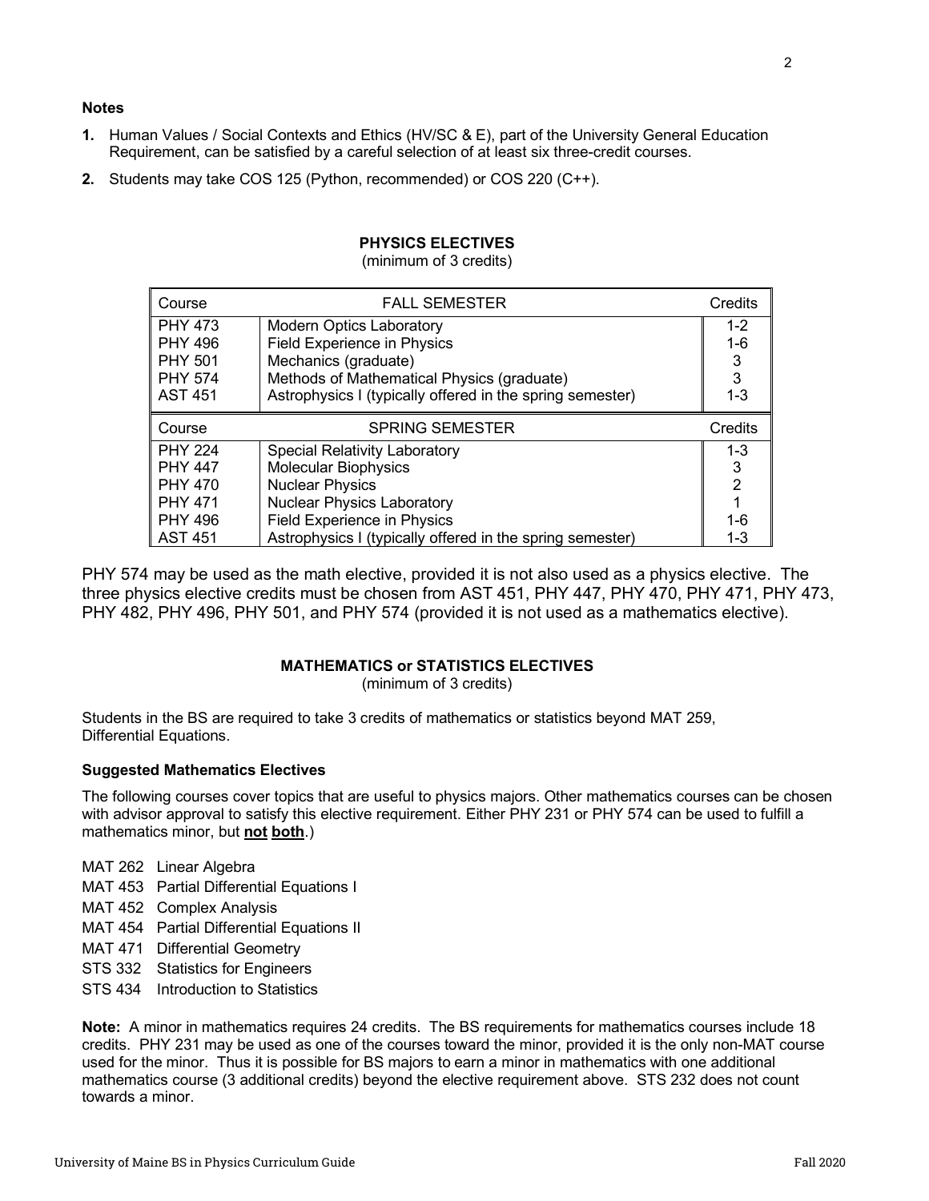**Notes**

1. Human Values / Social Contexts and Ethics (HV/SC & E), part of the University General Education Requirement, can be satisfied by a careful selection of at least six three-credit courses.
2. Students may take COS 125 (Python, recommended) or COS 220 (C++).

**PHYSICS ELECTIVES**
(minimum of 3 credits)

| Course | FALL SEMESTER | Credits |
|---|---|---|
| PHY 473 | Modern Optics Laboratory | 1-2 |
| PHY 496 | Field Experience in Physics | 1-6 |
| PHY 501 | Mechanics (graduate) | 3 |
| PHY 574 | Methods of Mathematical Physics (graduate) | 3 |
| AST 451 | Astrophysics I (typically offered in the spring semester) | 1-3 |
| **Course** | **SPRING SEMESTER** | **Credits** |
| PHY 224 | Special Relativity Laboratory | 1-3 |
| PHY 447 | Molecular Biophysics | 3 |
| PHY 470 | Nuclear Physics | 2 |
| PHY 471 | Nuclear Physics Laboratory | 1 |
| PHY 496 | Field Experience in Physics | 1-6 |
| AST 451 | Astrophysics I (typically offered in the spring semester) | 1-3 |

PHY 574 may be used as the math elective, provided it is not also used as a physics elective. The three physics elective credits must be chosen from AST 451, PHY 447, PHY 470, PHY 471, PHY 473, PHY 482, PHY 496, PHY 501, and PHY 574 (provided it is not used as a mathematics elective).

**MATHEMATICS or STATISTICS ELECTIVES**
(minimum of 3 credits)

Students in the BS are required to take 3 credits of mathematics or statistics beyond MAT 259, Differential Equations.

**Suggested Mathematics Electives**

The following courses cover topics that are useful to physics majors. Other mathematics courses can be chosen with advisor approval to satisfy this elective requirement. Either PHY 231 or PHY 574 can be used to fulfill a mathematics minor, but **not both**.)

- MAT 262 Linear Algebra
- MAT 453 Partial Differential Equations I
- MAT 452 Complex Analysis
- MAT 454 Partial Differential Equations II
- MAT 471 Differential Geometry
- STS 332 Statistics for Engineers
- STS 434 Introduction to Statistics

**Note:** A minor in mathematics requires 24 credits. The BS requirements for mathematics courses include 18 credits. PHY 231 may be used as one of the courses toward the minor, provided it is the only non-MAT course used for the minor. Thus it is possible for BS majors to earn a minor in mathematics with one additional mathematics course (3 additional credits) beyond the elective requirement above. STS 232 does not count towards a minor.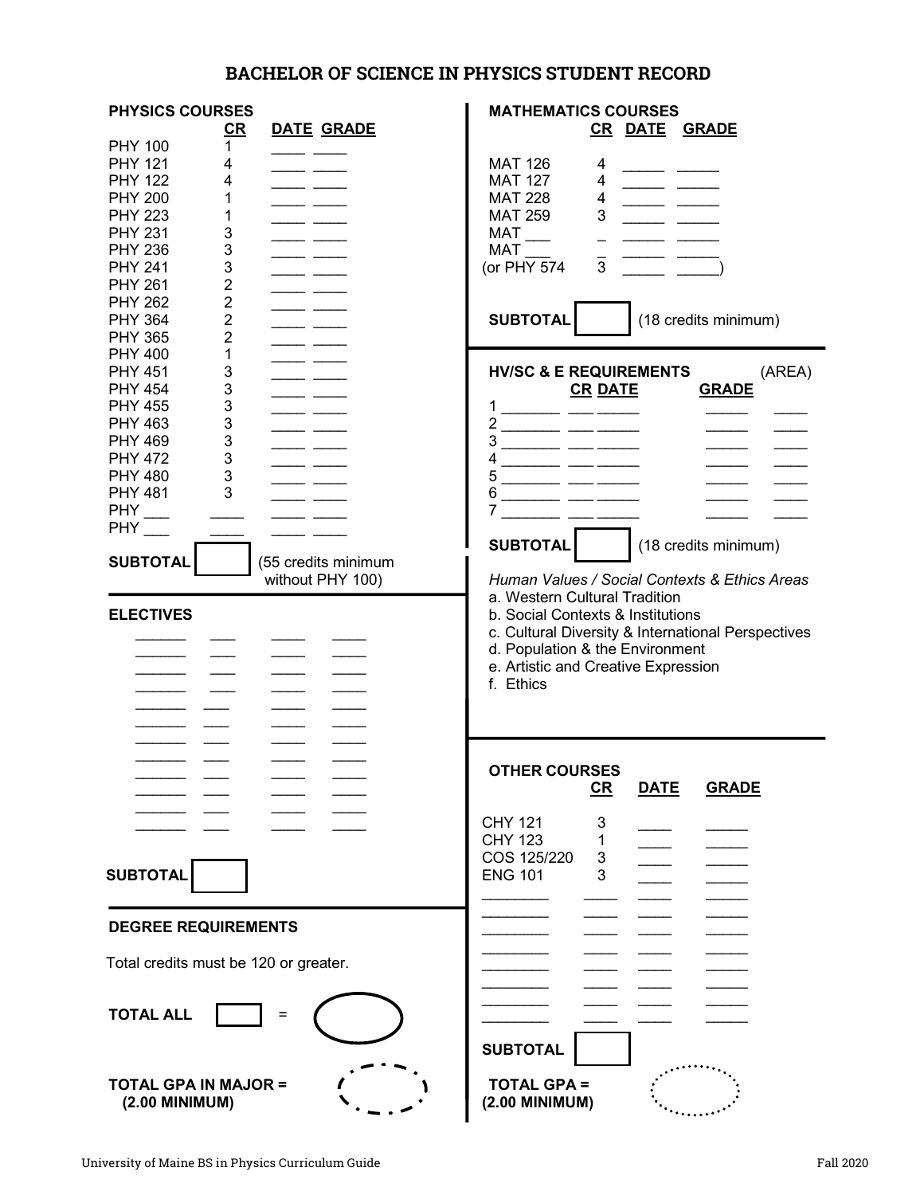# BACHELOR OF SCIENCE IN PHYSICS STUDENT RECORD

## PHYSICS COURSES

| | CR | DATE | GRADE |
|---|---|---|---|
| PHY 100 | 1 | ____ | ____ |
| PHY 121 | 4 | ____ | ____ |
| PHY 122 | 4 | ____ | ____ |
| PHY 200 | 1 | ____ | ____ |
| PHY 223 | 1 | ____ | ____ |
| PHY 231 | 3 | ____ | ____ |
| PHY 236 | 3 | ____ | ____ |
| PHY 241 | 3 | ____ | ____ |
| PHY 261 | 2 | ____ | ____ |
| PHY 262 | 2 | ____ | ____ |
| PHY 364 | 2 | ____ | ____ |
| PHY 365 | 2 | ____ | ____ |
| PHY 400 | 1 | ____ | ____ |
| PHY 451 | 3 | ____ | ____ |
| PHY 454 | 3 | ____ | ____ |
| PHY 455 | 3 | ____ | ____ |
| PHY 463 | 3 | ____ | ____ |
| PHY 469 | 3 | ____ | ____ |
| PHY 472 | 3 | ____ | ____ |
| PHY 480 | 3 | ____ | ____ |
| PHY 481 | 3 | ____ | ____ |
| PHY ___ | ____ | ____ | ____ |
| PHY ___ | ____ | ____ | ____ |

**SUBTOTAL** [ ] (55 credits minimum without PHY 100)

## ELECTIVES

| | | | |
|---|---|---|---|
| ______ | ___ | ____ | ____ |
| ______ | ___ | ____ | ____ |
| ______ | ___ | ____ | ____ |
| ______ | ___ | ____ | ____ |
| ______ | ___ | ____ | ____ |
| ______ | ___ | ____ | ____ |
| ______ | ___ | ____ | ____ |
| ______ | ___ | ____ | ____ |
| ______ | ___ | ____ | ____ |
| ______ | ___ | ____ | ____ |
| ______ | ___ | ____ | ____ |

**SUBTOTAL** [ ]

## DEGREE REQUIREMENTS

Total credits must be 120 or greater.

**TOTAL ALL** [ ] = ( )

**TOTAL GPA IN MAJOR = (2.00 MINIMUM)** ( )

## MATHEMATICS COURSES

| | CR | DATE | GRADE |
|---|---|---|---|
| MAT 126 | 4 | _____ | _____ |
| MAT 127 | 4 | _____ | _____ |
| MAT 228 | 4 | _____ | _____ |
| MAT 259 | 3 | _____ | _____ |
| MAT ___ | _ | _____ | _____ |
| MAT ___ | _ | _____ | _____ |
| (or PHY 574 | 3 | _____ | _____) |

**SUBTOTAL** [ ] (18 credits minimum)

## HV/SC & E REQUIREMENTS

| | CR | DATE | GRADE | (AREA) |
|---|---|---|---|---|
| 1 _______ | ___ | _____ | _____ | ____ |
| 2 _______ | ___ | _____ | _____ | ____ |
| 3 _______ | ___ | _____ | _____ | ____ |
| 4 _______ | ___ | _____ | _____ | ____ |
| 5 _______ | ___ | _____ | _____ | ____ |
| 6 _______ | ___ | _____ | _____ | ____ |
| 7 _______ | ___ | _____ | _____ | ____ |

**SUBTOTAL** [ ] (18 credits minimum)

*Human Values / Social Contexts & Ethics Areas*

a. Western Cultural Tradition
b. Social Contexts & Institutions
c. Cultural Diversity & International Perspectives
d. Population & the Environment
e. Artistic and Creative Expression
f. Ethics

## OTHER COURSES

| | CR | DATE | GRADE |
|---|---|---|---|
| CHY 121 | 3 | ____ | _____ |
| CHY 123 | 1 | ____ | _____ |
| COS 125/220 | 3 | ____ | _____ |
| ENG 101 | 3 | ____ | _____ |
| ________ | ____ | ____ | _____ |
| ________ | ____ | ____ | _____ |
| ________ | ____ | ____ | _____ |
| ________ | ____ | ____ | _____ |
| ________ | ____ | ____ | _____ |
| ________ | ____ | ____ | _____ |
| ________ | ____ | ____ | _____ |
| ________ | ____ | ____ | _____ |

**SUBTOTAL** [ ]

**TOTAL GPA = (2.00 MINIMUM)** ( )